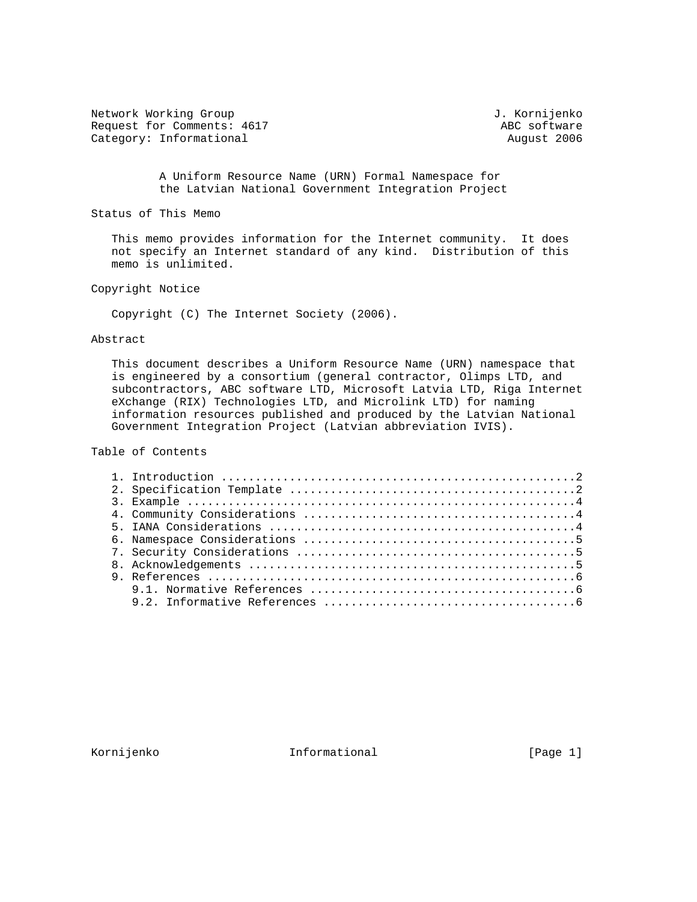Network Working Group J. Kornijenko
Request for Comments: 4617 ABC software
Category: Informational August 2006

# A Uniform Resource Name (URN) Formal Namespace for the Latvian National Government Integration Project

## Status of This Memo

This memo provides information for the Internet community. It does not specify an Internet standard of any kind. Distribution of this memo is unlimited.

## Copyright Notice

Copyright (C) The Internet Society (2006).

## Abstract

This document describes a Uniform Resource Name (URN) namespace that is engineered by a consortium (general contractor, Olimps LTD, and subcontractors, ABC software LTD, Microsoft Latvia LTD, Riga Internet eXchange (RIX) Technologies LTD, and Microlink LTD) for naming information resources published and produced by the Latvian National Government Integration Project (Latvian abbreviation IVIS).

## Table of Contents

1. Introduction ....................................................2
2. Specification Template ..........................................2
3. Example .........................................................4
4. Community Considerations ........................................4
5. IANA Considerations .............................................4
6. Namespace Considerations ........................................5
7. Security Considerations .........................................5
8. Acknowledgements ................................................5
9. References ......................................................6
   9.1. Normative References .......................................6
   9.2. Informative References .....................................6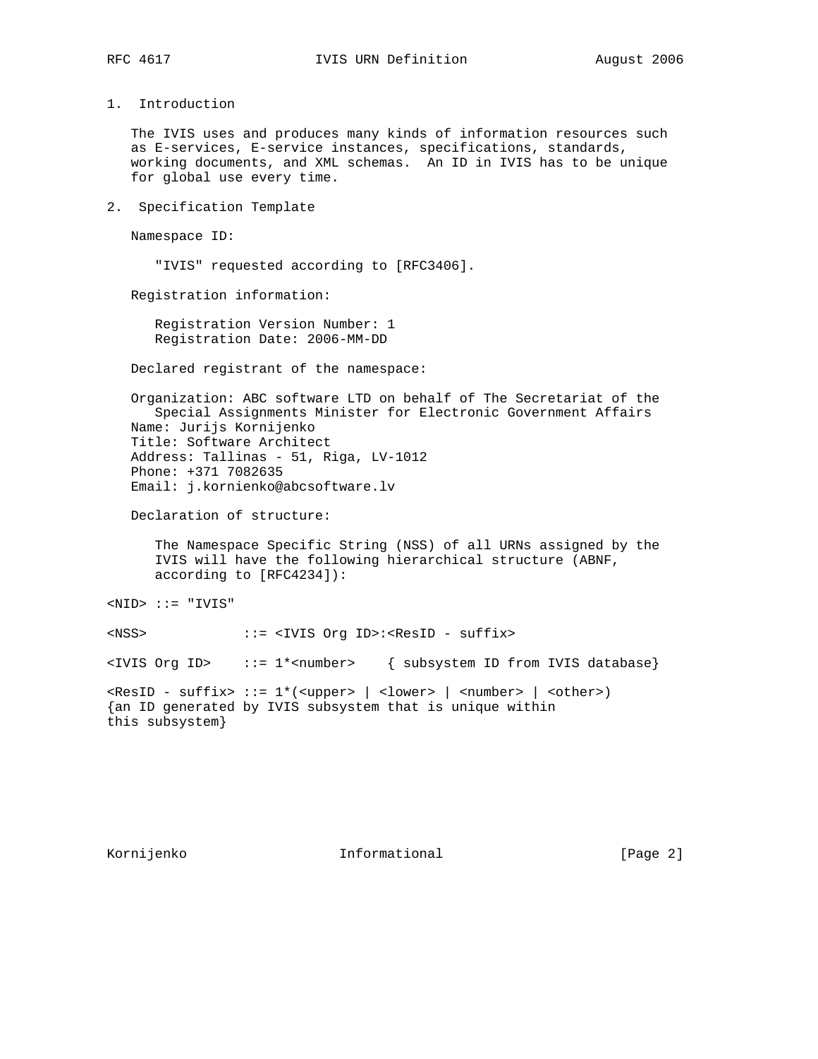## 1. Introduction

The IVIS uses and produces many kinds of information resources such as E-services, E-service instances, specifications, standards, working documents, and XML schemas. An ID in IVIS has to be unique for global use every time.

## 2. Specification Template

Namespace ID:

"IVIS" requested according to [RFC3406].

Registration information:

Registration Version Number: 1
Registration Date: 2006-MM-DD

Declared registrant of the namespace:

Organization: ABC software LTD on behalf of The Secretariat of the Special Assignments Minister for Electronic Government Affairs
Name: Jurijs Kornijenko
Title: Software Architect
Address: Tallinas - 51, Riga, LV-1012
Phone: +371 7082635
Email: j.kornienko@abcsoftware.lv

Declaration of structure:

The Namespace Specific String (NSS) of all URNs assigned by the IVIS will have the following hierarchical structure (ABNF, according to [RFC4234]):

```
<NID> ::= "IVIS"

<NSS>            ::= <IVIS Org ID>:<ResID - suffix>

<IVIS Org ID>    ::= 1*<number>    { subsystem ID from IVIS database}

<ResID - suffix> ::= 1*(<upper> | <lower> | <number> | <other>)
{an ID generated by IVIS subsystem that is unique within
this subsystem}
```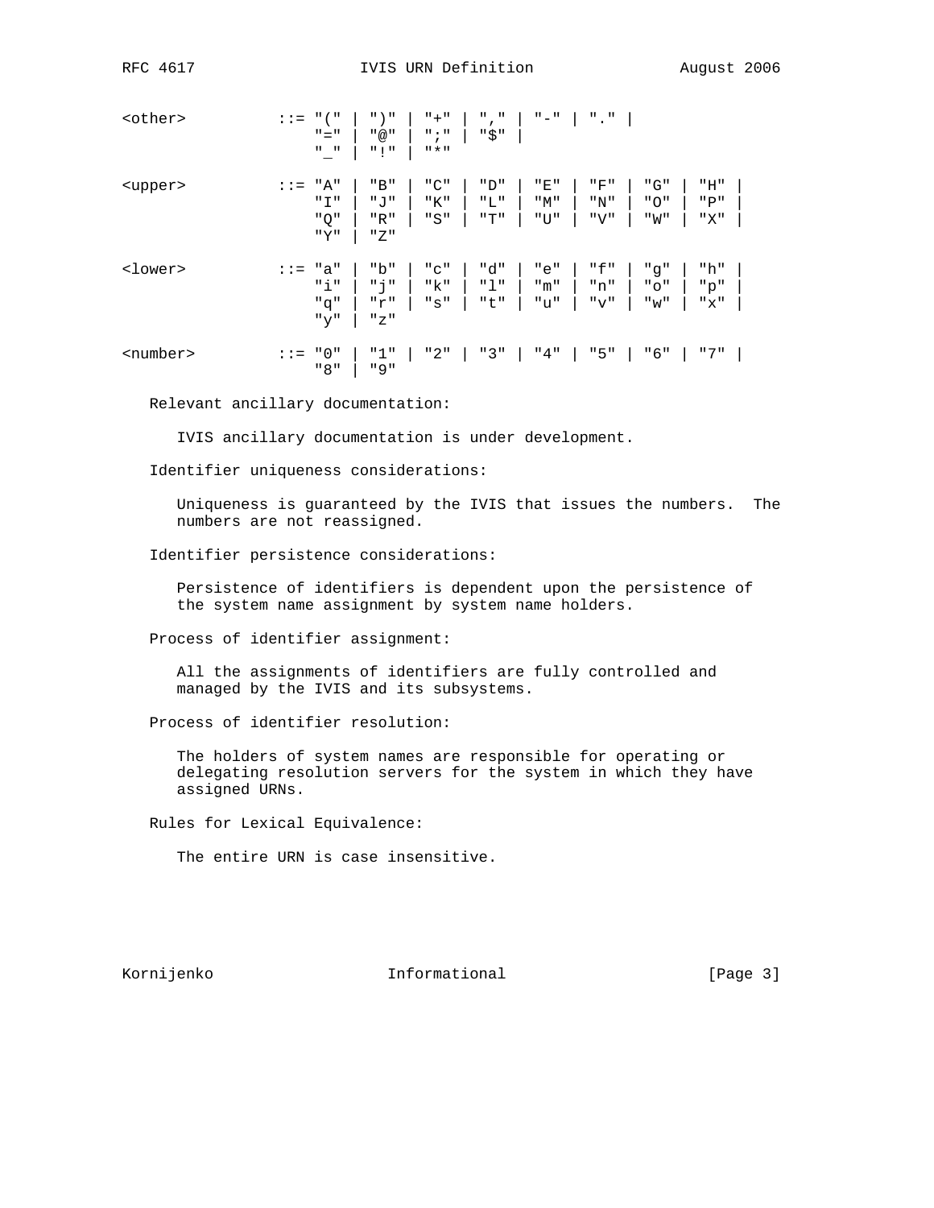```
<other>          ::= "(" | ")" | "+" | "," | "-" | "." |
                     "=" | "@" | ";" | "$" |
                     "_" | "!" | "*"

<upper>          ::= "A" | "B" | "C" | "D" | "E" | "F" | "G" | "H" |
                     "I" | "J" | "K" | "L" | "M" | "N" | "O" | "P" |
                     "Q" | "R" | "S" | "T" | "U" | "V" | "W" | "X" |
                     "Y" | "Z"

<lower>          ::= "a" | "b" | "c" | "d" | "e" | "f" | "g" | "h" |
                     "i" | "j" | "k" | "l" | "m" | "n" | "o" | "p" |
                     "q" | "r" | "s" | "t" | "u" | "v" | "w" | "x" |
                     "y" | "z"

<number>         ::= "0" | "1" | "2" | "3" | "4" | "5" | "6" | "7" |
                     "8" | "9"
```

Relevant ancillary documentation:

IVIS ancillary documentation is under development.

Identifier uniqueness considerations:

Uniqueness is guaranteed by the IVIS that issues the numbers. The numbers are not reassigned.

Identifier persistence considerations:

Persistence of identifiers is dependent upon the persistence of the system name assignment by system name holders.

Process of identifier assignment:

All the assignments of identifiers are fully controlled and managed by the IVIS and its subsystems.

Process of identifier resolution:

The holders of system names are responsible for operating or delegating resolution servers for the system in which they have assigned URNs.

Rules for Lexical Equivalence:

The entire URN is case insensitive.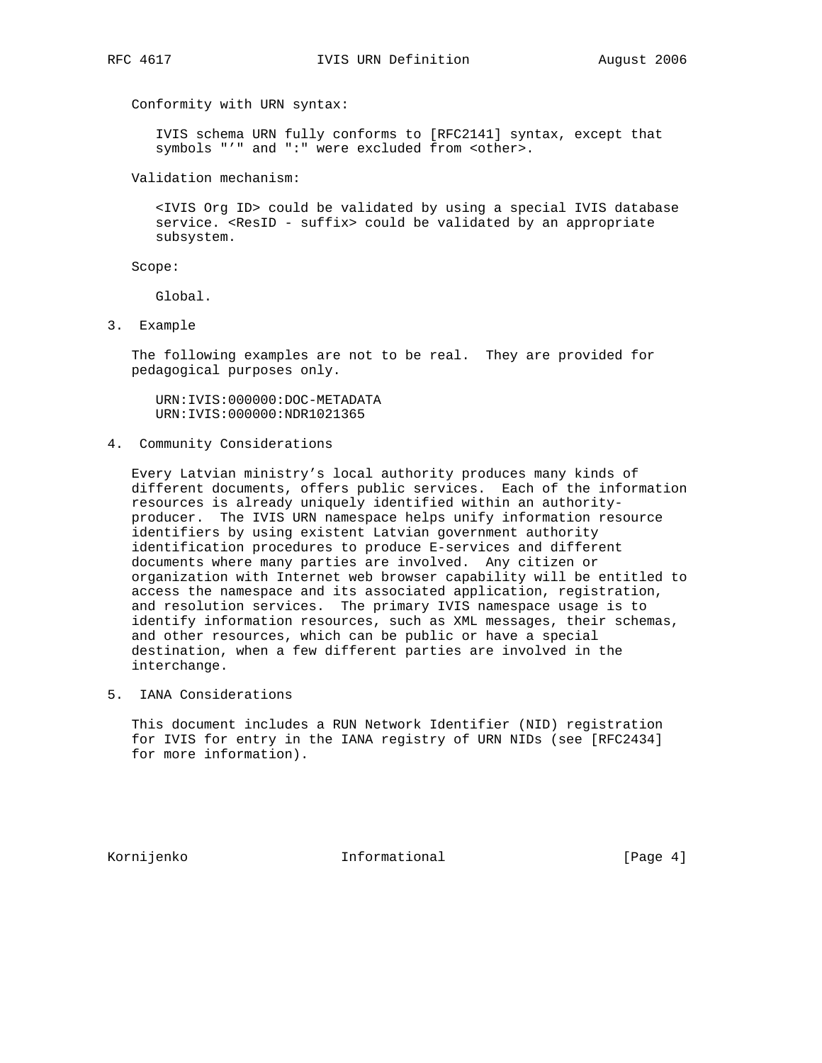Conformity with URN syntax:

IVIS schema URN fully conforms to [RFC2141] syntax, except that symbols "’" and ":" were excluded from <other>.

Validation mechanism:

<IVIS Org ID> could be validated by using a special IVIS database service. <ResID - suffix> could be validated by an appropriate subsystem.

Scope:

Global.

## 3. Example

The following examples are not to be real. They are provided for pedagogical purposes only.

```
URN:IVIS:000000:DOC-METADATA
URN:IVIS:000000:NDR1021365
```

## 4. Community Considerations

Every Latvian ministry’s local authority produces many kinds of different documents, offers public services. Each of the information resources is already uniquely identified within an authority-producer. The IVIS URN namespace helps unify information resource identifiers by using existent Latvian government authority identification procedures to produce E-services and different documents where many parties are involved. Any citizen or organization with Internet web browser capability will be entitled to access the namespace and its associated application, registration, and resolution services. The primary IVIS namespace usage is to identify information resources, such as XML messages, their schemas, and other resources, which can be public or have a special destination, when a few different parties are involved in the interchange.

## 5. IANA Considerations

This document includes a RUN Network Identifier (NID) registration for IVIS for entry in the IANA registry of URN NIDs (see [RFC2434] for more information).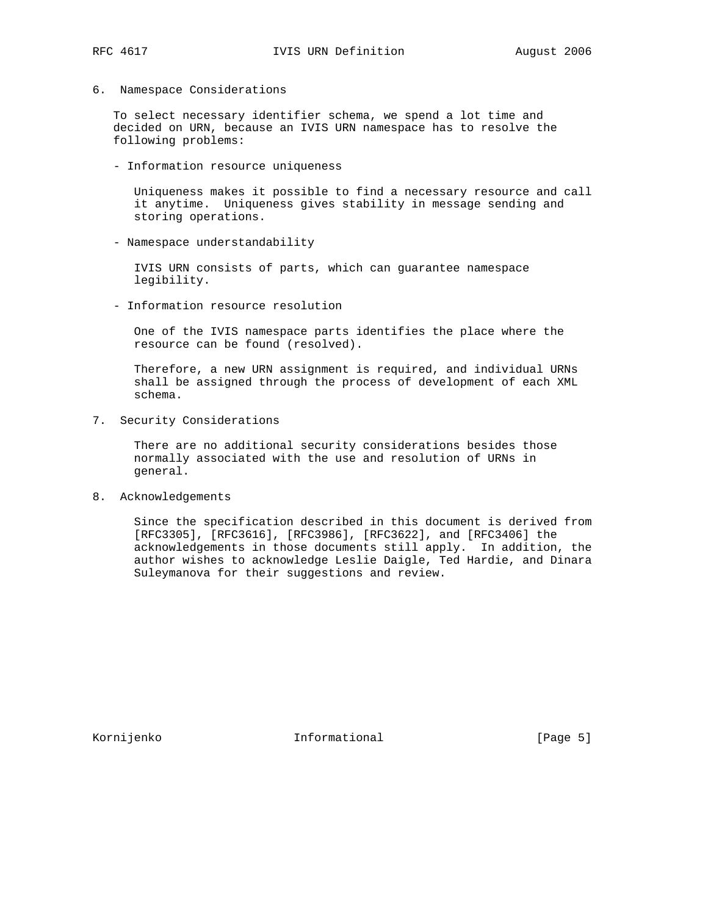## 6. Namespace Considerations

To select necessary identifier schema, we spend a lot time and decided on URN, because an IVIS URN namespace has to resolve the following problems:

- Information resource uniqueness

  Uniqueness makes it possible to find a necessary resource and call it anytime. Uniqueness gives stability in message sending and storing operations.

- Namespace understandability

  IVIS URN consists of parts, which can guarantee namespace legibility.

- Information resource resolution

  One of the IVIS namespace parts identifies the place where the resource can be found (resolved).

  Therefore, a new URN assignment is required, and individual URNs shall be assigned through the process of development of each XML schema.

## 7. Security Considerations

There are no additional security considerations besides those normally associated with the use and resolution of URNs in general.

## 8. Acknowledgements

Since the specification described in this document is derived from [RFC3305], [RFC3616], [RFC3986], [RFC3622], and [RFC3406] the acknowledgements in those documents still apply. In addition, the author wishes to acknowledge Leslie Daigle, Ted Hardie, and Dinara Suleymanova for their suggestions and review.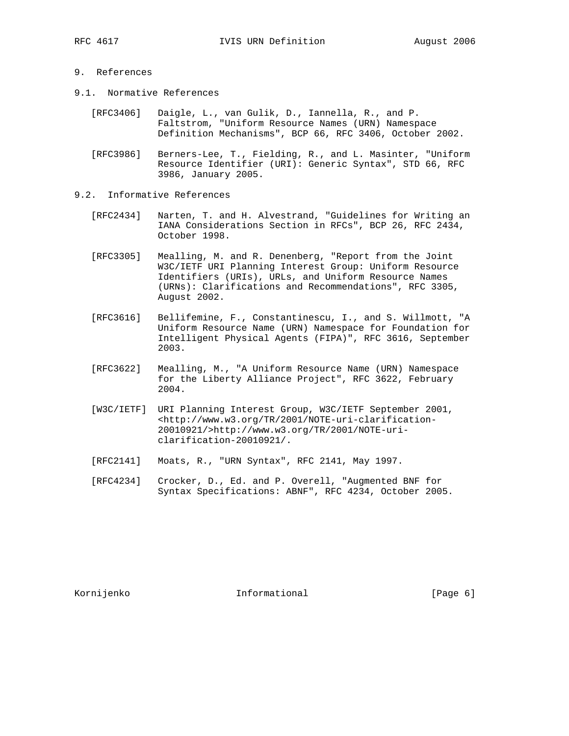## 9. References

### 9.1. Normative References

[RFC3406] Daigle, L., van Gulik, D., Iannella, R., and P. Faltstrom, "Uniform Resource Names (URN) Namespace Definition Mechanisms", BCP 66, RFC 3406, October 2002.

[RFC3986] Berners-Lee, T., Fielding, R., and L. Masinter, "Uniform Resource Identifier (URI): Generic Syntax", STD 66, RFC 3986, January 2005.

### 9.2. Informative References

[RFC2434] Narten, T. and H. Alvestrand, "Guidelines for Writing an IANA Considerations Section in RFCs", BCP 26, RFC 2434, October 1998.

[RFC3305] Mealling, M. and R. Denenberg, "Report from the Joint W3C/IETF URI Planning Interest Group: Uniform Resource Identifiers (URIs), URLs, and Uniform Resource Names (URNs): Clarifications and Recommendations", RFC 3305, August 2002.

[RFC3616] Bellifemine, F., Constantinescu, I., and S. Willmott, "A Uniform Resource Name (URN) Namespace for Foundation for Intelligent Physical Agents (FIPA)", RFC 3616, September 2003.

[RFC3622] Mealling, M., "A Uniform Resource Name (URN) Namespace for the Liberty Alliance Project", RFC 3622, February 2004.

[W3C/IETF] URI Planning Interest Group, W3C/IETF September 2001, <http://www.w3.org/TR/2001/NOTE-uri-clarification-20010921/>http://www.w3.org/TR/2001/NOTE-uri-clarification-20010921/.

[RFC2141] Moats, R., "URN Syntax", RFC 2141, May 1997.

[RFC4234] Crocker, D., Ed. and P. Overell, "Augmented BNF for Syntax Specifications: ABNF", RFC 4234, October 2005.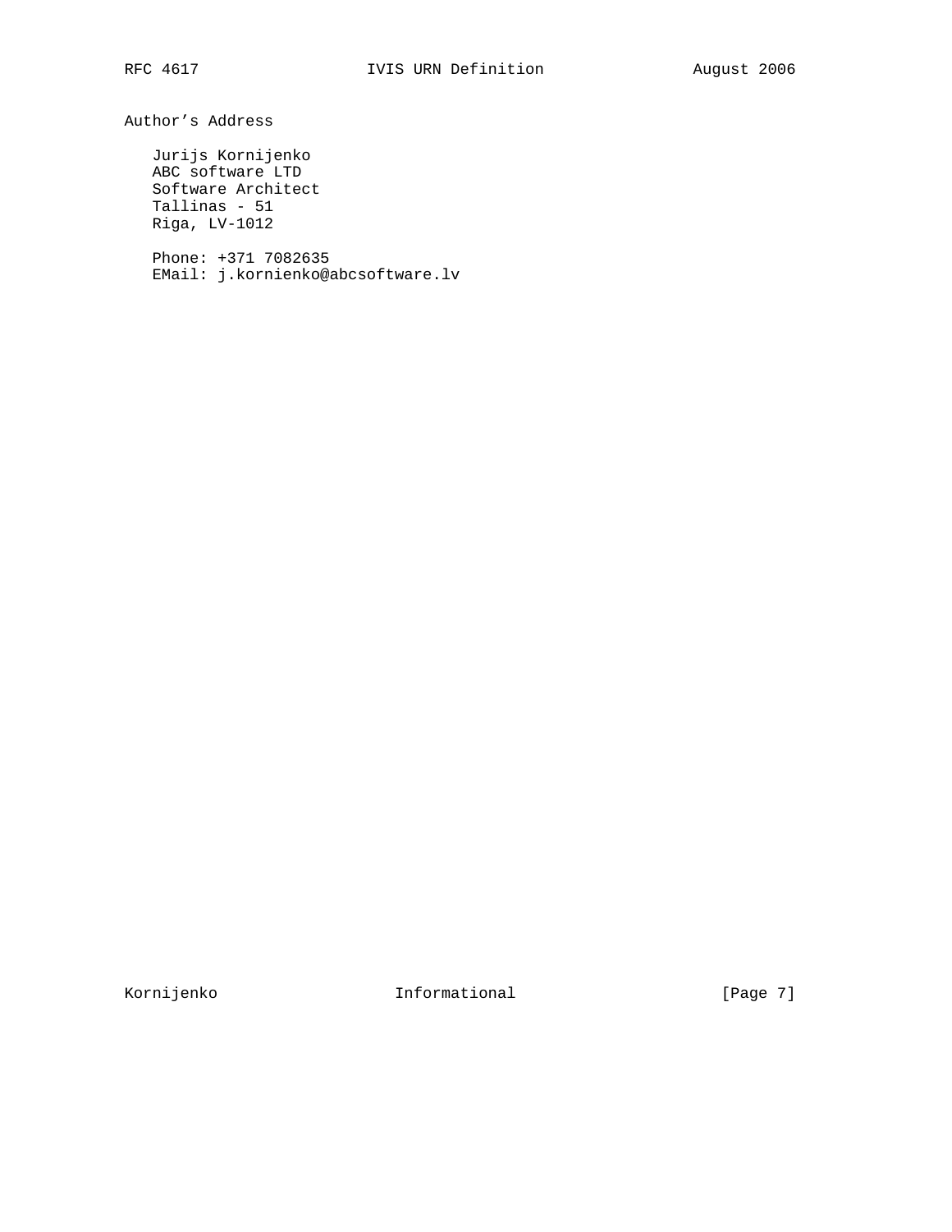## Author's Address

Jurijs Kornijenko
ABC software LTD
Software Architect
Tallinas - 51
Riga, LV-1012

Phone: +371 7082635
EMail: j.kornienko@abcsoftware.lv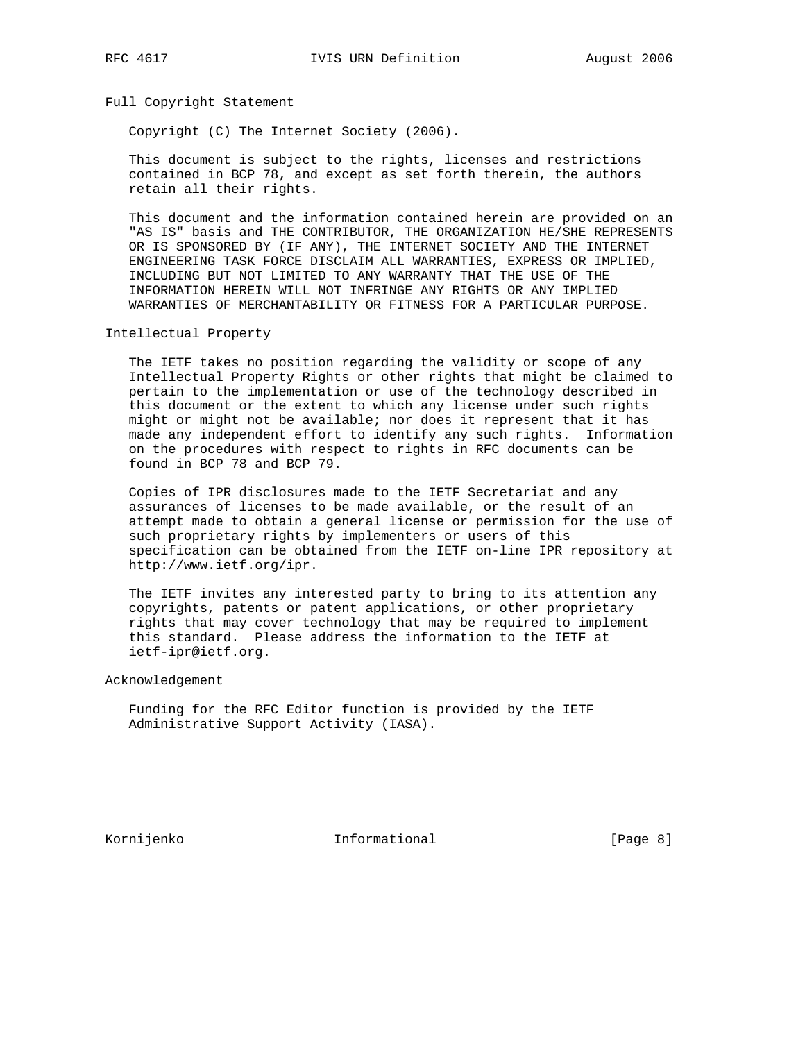## Full Copyright Statement

Copyright (C) The Internet Society (2006).

This document is subject to the rights, licenses and restrictions contained in BCP 78, and except as set forth therein, the authors retain all their rights.

This document and the information contained herein are provided on an "AS IS" basis and THE CONTRIBUTOR, THE ORGANIZATION HE/SHE REPRESENTS OR IS SPONSORED BY (IF ANY), THE INTERNET SOCIETY AND THE INTERNET ENGINEERING TASK FORCE DISCLAIM ALL WARRANTIES, EXPRESS OR IMPLIED, INCLUDING BUT NOT LIMITED TO ANY WARRANTY THAT THE USE OF THE INFORMATION HEREIN WILL NOT INFRINGE ANY RIGHTS OR ANY IMPLIED WARRANTIES OF MERCHANTABILITY OR FITNESS FOR A PARTICULAR PURPOSE.

## Intellectual Property

The IETF takes no position regarding the validity or scope of any Intellectual Property Rights or other rights that might be claimed to pertain to the implementation or use of the technology described in this document or the extent to which any license under such rights might or might not be available; nor does it represent that it has made any independent effort to identify any such rights. Information on the procedures with respect to rights in RFC documents can be found in BCP 78 and BCP 79.

Copies of IPR disclosures made to the IETF Secretariat and any assurances of licenses to be made available, or the result of an attempt made to obtain a general license or permission for the use of such proprietary rights by implementers or users of this specification can be obtained from the IETF on-line IPR repository at http://www.ietf.org/ipr.

The IETF invites any interested party to bring to its attention any copyrights, patents or patent applications, or other proprietary rights that may cover technology that may be required to implement this standard. Please address the information to the IETF at ietf-ipr@ietf.org.

## Acknowledgement

Funding for the RFC Editor function is provided by the IETF Administrative Support Activity (IASA).